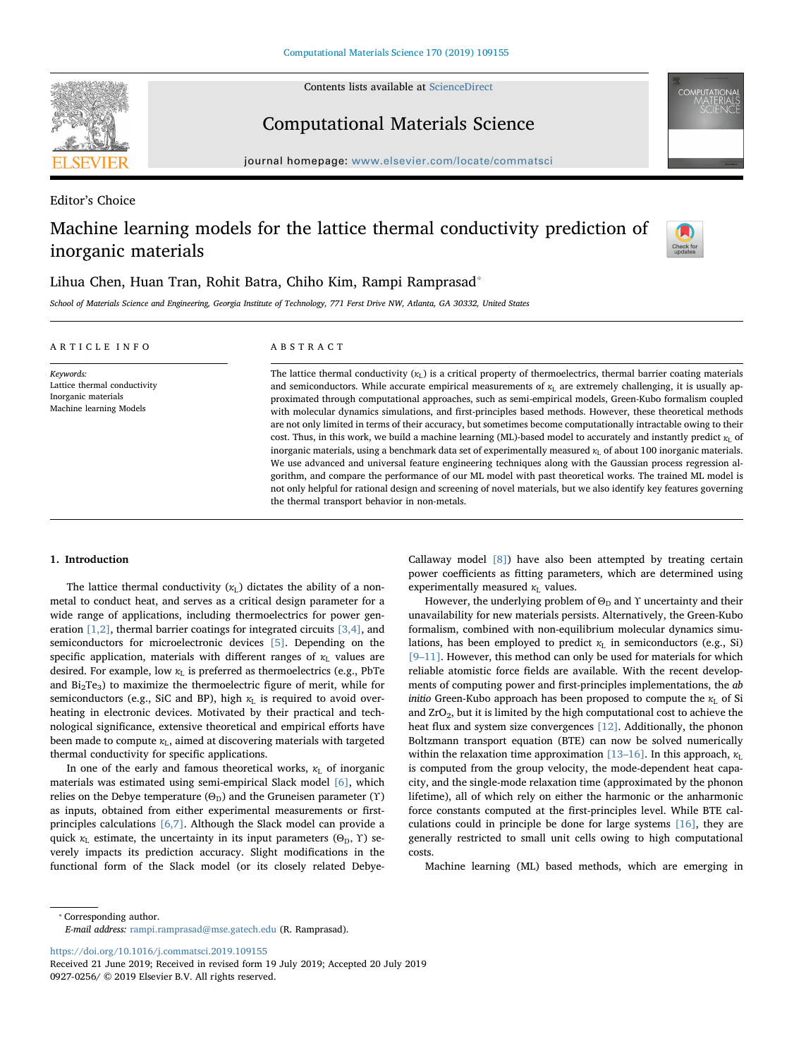Editor's Choice

# Machine learning models for the lattice thermal conductivity prediction of inorganic materials

Lihua Chen, Huan Tran, Rohit Batra, Chiho Kim, Rampi Ramprasad*

*School of Materials Science and Engineering, Georgia Institute of Technology, 771 Ferst Drive NW, Atlanta, GA 30332, United States*

## ARTICLE INFO

*Keywords:*
Lattice thermal conductivity
Inorganic materials
Machine learning Models

## ABSTRACT

The lattice thermal conductivity ($\kappa_L$) is a critical property of thermoelectrics, thermal barrier coating materials and semiconductors. While accurate empirical measurements of $\kappa_L$ are extremely challenging, it is usually approximated through computational approaches, such as semi-empirical models, Green-Kubo formalism coupled with molecular dynamics simulations, and first-principles based methods. However, these theoretical methods are not only limited in terms of their accuracy, but sometimes become computationally intractable owing to their cost. Thus, in this work, we build a machine learning (ML)-based model to accurately and instantly predict $\kappa_L$ of inorganic materials, using a benchmark data set of experimentally measured $\kappa_L$ of about 100 inorganic materials. We use advanced and universal feature engineering techniques along with the Gaussian process regression algorithm, and compare the performance of our ML model with past theoretical works. The trained ML model is not only helpful for rational design and screening of novel materials, but we also identify key features governing the thermal transport behavior in non-metals.

## 1. Introduction

The lattice thermal conductivity ($\kappa_L$) dictates the ability of a non-metal to conduct heat, and serves as a critical design parameter for a wide range of applications, including thermoelectrics for power generation [1,2], thermal barrier coatings for integrated circuits [3,4], and semiconductors for microelectronic devices [5]. Depending on the specific application, materials with different ranges of $\kappa_L$ values are desired. For example, low $\kappa_L$ is preferred as thermoelectrics (e.g., PbTe and $Bi_2Te_3$) to maximize the thermoelectric figure of merit, while for semiconductors (e.g., SiC and BP), high $\kappa_L$ is required to avoid overheating in electronic devices. Motivated by their practical and technological significance, extensive theoretical and empirical efforts have been made to compute $\kappa_L$, aimed at discovering materials with targeted thermal conductivity for specific applications.

In one of the early and famous theoretical works, $\kappa_L$ of inorganic materials was estimated using semi-empirical Slack model [6], which relies on the Debye temperature ($\Theta_D$) and the Gruneisen parameter ($\Upsilon$) as inputs, obtained from either experimental measurements or first-principles calculations [6,7]. Although the Slack model can provide a quick $\kappa_L$ estimate, the uncertainty in its input parameters ($\Theta_D$, $\Upsilon$) severely impacts its prediction accuracy. Slight modifications in the functional form of the Slack model (or its closely related Debye-Callaway model [8]) have also been attempted by treating certain power coefficients as fitting parameters, which are determined using experimentally measured $\kappa_L$ values.

However, the underlying problem of $\Theta_D$ and $\Upsilon$ uncertainty and their unavailability for new materials persists. Alternatively, the Green-Kubo formalism, combined with non-equilibrium molecular dynamics simulations, has been employed to predict $\kappa_L$ in semiconductors (e.g., Si) [9–11]. However, this method can only be used for materials for which reliable atomistic force fields are available. With the recent developments of computing power and first-principles implementations, the *ab initio* Green-Kubo approach has been proposed to compute the $\kappa_L$ of Si and $ZrO_2$, but it is limited by the high computational cost to achieve the heat flux and system size convergences [12]. Additionally, the phonon Boltzmann transport equation (BTE) can now be solved numerically within the relaxation time approximation [13–16]. In this approach, $\kappa_L$ is computed from the group velocity, the mode-dependent heat capacity, and the single-mode relaxation time (approximated by the phonon lifetime), all of which rely on either the harmonic or the anharmonic force constants computed at the first-principles level. While BTE calculations could in principle be done for large systems [16], they are generally restricted to small unit cells owing to high computational costs.

Machine learning (ML) based methods, which are emerging in

---

* Corresponding author.
*E-mail address:* rampi.ramprasad@mse.gatech.edu (R. Ramprasad).

https://doi.org/10.1016/j.commatsci.2019.109155
Received 21 June 2019; Received in revised form 19 July 2019; Accepted 20 July 2019
0927-0256/ © 2019 Elsevier B.V. All rights reserved.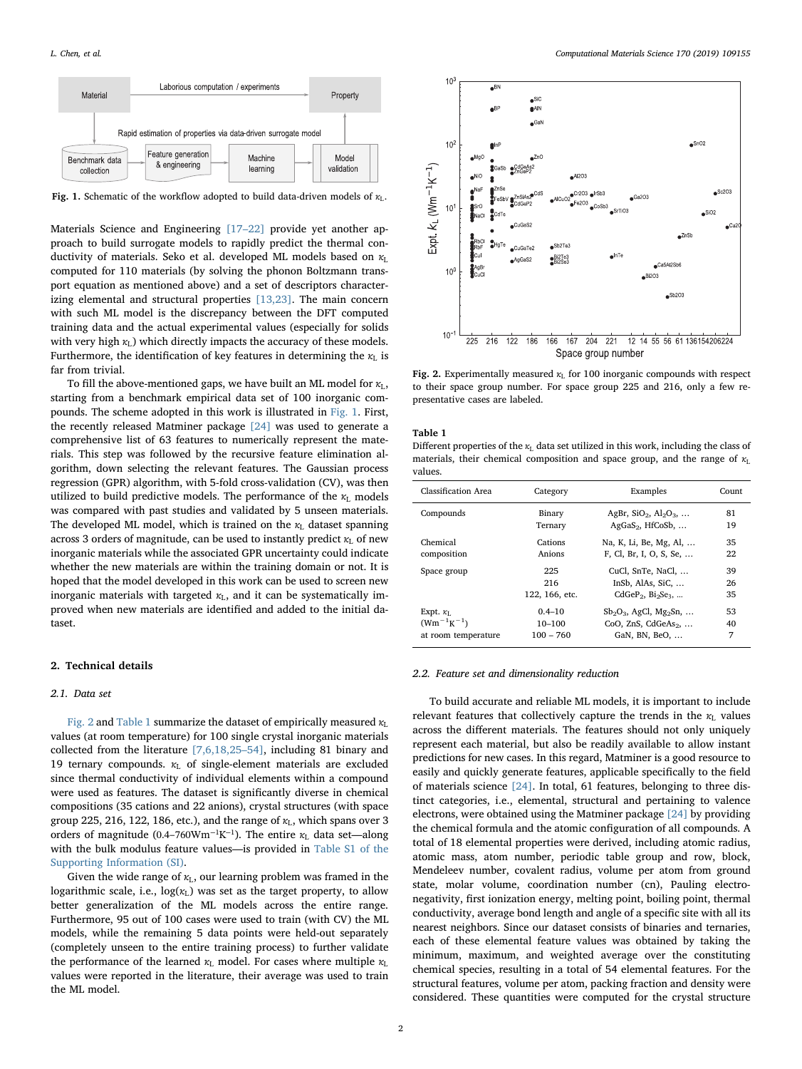**Fig. 1.** Schematic of the workflow adopted to build data-driven models of $\kappa_L$.

Materials Science and Engineering [17–22] provide yet another approach to build surrogate models to rapidly predict the thermal conductivity of materials. Seko et al. developed ML models based on $\kappa_L$ computed for 110 materials (by solving the phonon Boltzmann transport equation as mentioned above) and a set of descriptors characterizing elemental and structural properties [13,23]. The main concern with such ML model is the discrepancy between the DFT computed training data and the actual experimental values (especially for solids with very high $\kappa_L$) which directly impacts the accuracy of these models. Furthermore, the identification of key features in determining the $\kappa_L$ is far from trivial.

To fill the above-mentioned gaps, we have built an ML model for $\kappa_L$, starting from a benchmark empirical data set of 100 inorganic compounds. The scheme adopted in this work is illustrated in Fig. 1. First, the recently released Matminer package [24] was used to generate a comprehensive list of 63 features to numerically represent the materials. This step was followed by the recursive feature elimination algorithm, down selecting the relevant features. The Gaussian process regression (GPR) algorithm, with 5-fold cross-validation (CV), was then utilized to build predictive models. The performance of the $\kappa_L$ models was compared with past studies and validated by 5 unseen materials. The developed ML model, which is trained on the $\kappa_L$ dataset spanning across 3 orders of magnitude, can be used to instantly predict $\kappa_L$ of new inorganic materials while the associated GPR uncertainty could indicate whether the new materials are within the training domain or not. It is hoped that the model developed in this work can be used to screen new inorganic materials with targeted $\kappa_L$, and it can be systematically improved when new materials are identified and added to the initial dataset.

## 2. Technical details

### 2.1. Data set

Fig. 2 and Table 1 summarize the dataset of empirically measured $\kappa_L$ values (at room temperature) for 100 single crystal inorganic materials collected from the literature [7,6,18,25–54], including 81 binary and 19 ternary compounds. $\kappa_L$ of single-element materials are excluded since thermal conductivity of individual elements within a compound were used as features. The dataset is significantly diverse in chemical compositions (35 cations and 22 anions), crystal structures (with space group 225, 216, 122, 186, etc.), and the range of $\kappa_L$, which spans over 3 orders of magnitude (0.4–760$\mathrm{Wm^{-1}K^{-1}}$). The entire $\kappa_L$ data set—along with the bulk modulus feature values—is provided in Table S1 of the Supporting Information (SI).

Given the wide range of $\kappa_L$, our learning problem was framed in the logarithmic scale, i.e., log($\kappa_L$) was set as the target property, to allow better generalization of the ML models across the entire range. Furthermore, 95 out of 100 cases were used to train (with CV) the ML models, while the remaining 5 data points were held-out separately (completely unseen to the entire training process) to further validate the performance of the learned $\kappa_L$ model. For cases where multiple $\kappa_L$ values were reported in the literature, their average was used to train the ML model.

**Fig. 2.** Experimentally measured $\kappa_L$ for 100 inorganic compounds with respect to their space group number. For space group 225 and 216, only a few representative cases are labeled.

**Table 1**
Different properties of the $\kappa_L$ data set utilized in this work, including the class of materials, their chemical composition and space group, and the range of $\kappa_L$ values.

| Classification Area | Category | Examples | Count |
|---|---|---|---|
| Compounds | Binary | AgBr, $SiO_2$, $Al_2O_3$, … | 81 |
| | Ternary | $AgGaS_2$, HfCoSb, … | 19 |
| Chemical composition | Cations | Na, K, Li, Be, Mg, Al, … | 35 |
| | Anions | F, Cl, Br, I, O, S, Se, … | 22 |
| Space group | 225 | CuCl, SnTe, NaCl, … | 39 |
| | 216 | InSb, AlAs, SiC, … | 26 |
| | 122, 166, etc. | $CdGeP_2$, $Bi_2Se_3$, … | 35 |
| Expt. $\kappa_L$ ($\mathrm{Wm^{-1}K^{-1}}$) at room temperature | 0.4–10 | $Sb_2O_3$, AgCl, $Mg_2Sn$, … | 53 |
| | 10–100 | CoO, ZnS, $CdGeAs_2$, … | 40 |
| | 100 – 760 | GaN, BN, BeO, … | 7 |

### 2.2. Feature set and dimensionality reduction

To build accurate and reliable ML models, it is important to include relevant features that collectively capture the trends in the $\kappa_L$ values across the different materials. The features should not only uniquely represent each material, but also be readily available to allow instant predictions for new cases. In this regard, Matminer is a good resource to easily and quickly generate features, applicable specifically to the field of materials science [24]. In total, 61 features, belonging to three distinct categories, i.e., elemental, structural and pertaining to valence electrons, were obtained using the Matminer package [24] by providing the chemical formula and the atomic configuration of all compounds. A total of 18 elemental properties were derived, including atomic radius, atomic mass, atom number, periodic table group and row, block, Mendeleev number, covalent radius, volume per atom from ground state, molar volume, coordination number (cn), Pauling electronegativity, first ionization energy, melting point, boiling point, thermal conductivity, average bond length and angle of a specific site with all its nearest neighbors. Since our dataset consists of binaries and ternaries, each of these elemental feature values was obtained by taking the minimum, maximum, and weighted average over the constituting chemical species, resulting in a total of 54 elemental features. For the structural features, volume per atom, packing fraction and density were considered. These quantities were computed for the crystal structure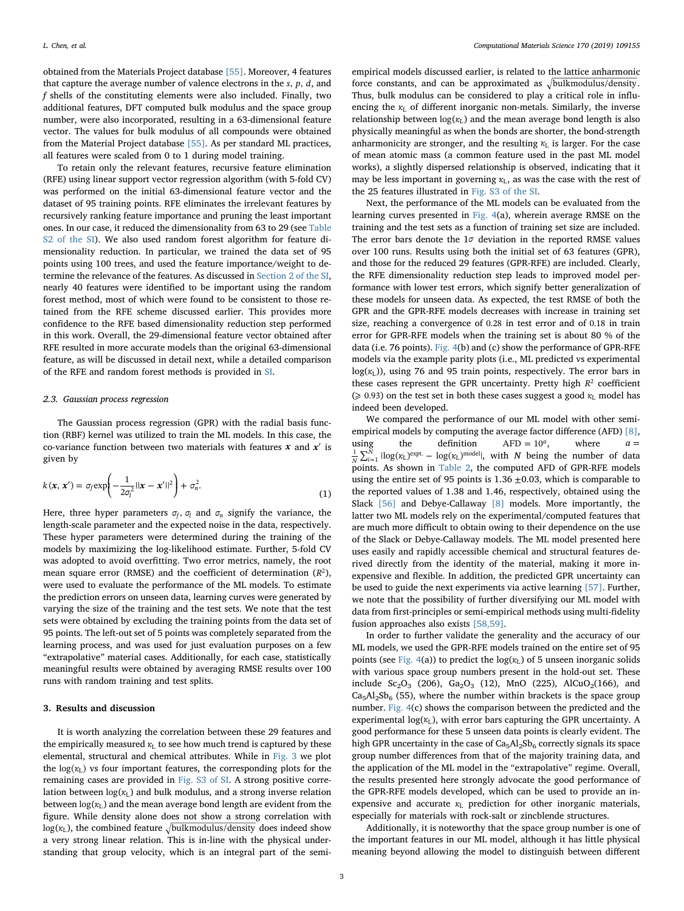obtained from the Materials Project database [55]. Moreover, 4 features that capture the average number of valence electrons in the $s$, $p$, $d$, and $f$ shells of the constituting elements were also included. Finally, two additional features, DFT computed bulk modulus and the space group number, were also incorporated, resulting in a 63-dimensional feature vector. The values for bulk modulus of all compounds were obtained from the Material Project database [55]. As per standard ML practices, all features were scaled from 0 to 1 during model training.

To retain only the relevant features, recursive feature elimination (RFE) using linear support vector regression algorithm (with 5-fold CV) was performed on the initial 63-dimensional feature vector and the dataset of 95 training points. RFE eliminates the irrelevant features by recursively ranking feature importance and pruning the least important ones. In our case, it reduced the dimensionality from 63 to 29 (see Table S2 of the SI). We also used random forest algorithm for feature dimensionality reduction. In particular, we trained the data set of 95 points using 100 trees, and used the feature importance/weight to determine the relevance of the features. As discussed in Section 2 of the SI, nearly 40 features were identified to be important using the random forest method, most of which were found to be consistent to those retained from the RFE scheme discussed earlier. This provides more confidence to the RFE based dimensionality reduction step performed in this work. Overall, the 29-dimensional feature vector obtained after RFE resulted in more accurate models than the original 63-dimensional feature, as will be discussed in detail next, while a detailed comparison of the RFE and random forest methods is provided in SI.

### 2.3. Gaussian process regression

The Gaussian process regression (GPR) with the radial basis function (RBF) kernel was utilized to train the ML models. In this case, the co-variance function between two materials with features $\boldsymbol{x}$ and $\boldsymbol{x}'$ is given by

$$k(\boldsymbol{x}, \boldsymbol{x}') = \sigma_f \exp\left(-\frac{1}{2\sigma_l^2}||\boldsymbol{x} - \boldsymbol{x}'||^2\right) + \sigma_n^2. \tag{1}$$

Here, three hyper parameters $\sigma_f$, $\sigma_l$ and $\sigma_n$ signify the variance, the length-scale parameter and the expected noise in the data, respectively. These hyper parameters were determined during the training of the models by maximizing the log-likelihood estimate. Further, 5-fold CV was adopted to avoid overfitting. Two error metrics, namely, the root mean square error (RMSE) and the coefficient of determination ($R^2$), were used to evaluate the performance of the ML models. To estimate the prediction errors on unseen data, learning curves were generated by varying the size of the training and the test sets. We note that the test sets were obtained by excluding the training points from the data set of 95 points. The left-out set of 5 points was completely separated from the learning process, and was used for just evaluation purposes on a few "extrapolative" material cases. Additionally, for each case, statistically meaningful results were obtained by averaging RMSE results over 100 runs with random training and test splits.

## 3. Results and discussion

It is worth analyzing the correlation between these 29 features and the empirically measured $\kappa_L$ to see how much trend is captured by these elemental, structural and chemical attributes. While in Fig. 3 we plot the $\log(\kappa_L)$ vs four important features, the corresponding plots for the remaining cases are provided in Fig. S3 of SI. A strong positive correlation between $\log(\kappa_L)$ and bulk modulus, and a strong inverse relation between $\log(\kappa_L)$ and the mean average bond length are evident from the figure. While density alone does not show a strong correlation with $\log(\kappa_L)$, the combined feature $\sqrt{\text{bulkmodulus/density}}$ does indeed show a very strong linear relation. This is in-line with the physical understanding that group velocity, which is an integral part of the semi-empirical models discussed earlier, is related to the lattice anharmonic force constants, and can be approximated as $\sqrt{\text{bulkmodulus/density}}$. Thus, bulk modulus can be considered to play a critical role in influencing the $\kappa_L$ of different inorganic non-metals. Similarly, the inverse relationship between $\log(\kappa_L)$ and the mean average bond length is also physically meaningful as when the bonds are shorter, the bond-strength anharmonicity are stronger, and the resulting $\kappa_L$ is larger. For the case of mean atomic mass (a common feature used in the past ML model works), a slightly dispersed relationship is observed, indicating that it may be less important in governing $\kappa_L$, as was the case with the rest of the 25 features illustrated in Fig. S3 of the SI.

Next, the performance of the ML models can be evaluated from the learning curves presented in Fig. 4(a), wherein average RMSE on the training and the test sets as a function of training set size are included. The error bars denote the $1\sigma$ deviation in the reported RMSE values over 100 runs. Results using both the initial set of 63 features (GPR), and those for the reduced 29 features (GPR-RFE) are included. Clearly, the RFE dimensionality reduction step leads to improved model performance with lower test errors, which signify better generalization of these models for unseen data. As expected, the test RMSE of both the GPR and the GPR-RFE models decreases with increase in training set size, reaching a convergence of 0.28 in test error and of 0.18 in train error for GPR-RFE models when the training set is about 80 % of the data (i.e. 76 points). Fig. 4(b) and (c) show the performance of GPR-RFE models via the example parity plots (i.e., ML predicted vs experimental $\log(\kappa_L)$), using 76 and 95 train points, respectively. The error bars in these cases represent the GPR uncertainty. Pretty high $R^2$ coefficient ($\geqslant 0.93$) on the test set in both these cases suggest a good $\kappa_L$ model has indeed been developed.

We compared the performance of our ML model with other semi-empirical models by computing the average factor difference (AFD) [8], using the definition $\text{AFD} = 10^a$, where $a = \frac{1}{N}\sum_{i=1}^{N} |\log(\kappa_L)^{\text{expt.}} - \log(\kappa_L)^{\text{model}}|$, with $N$ being the number of data points. As shown in Table 2, the computed AFD of GPR-RFE models using the entire set of 95 points is $1.36 \pm 0.03$, which is comparable to the reported values of 1.38 and 1.46, respectively, obtained using the Slack [56] and Debye-Callaway [8] models. More importantly, the latter two ML models rely on the experimental/computed features that are much more difficult to obtain owing to their dependence on the use of the Slack or Debye-Callaway models. The ML model presented here uses easily and rapidly accessible chemical and structural features derived directly from the identity of the material, making it more inexpensive and flexible. In addition, the predicted GPR uncertainty can be used to guide the next experiments via active learning [57]. Further, we note that the possibility of further diversifying our ML model with data from first-principles or semi-empirical methods using multi-fidelity fusion approaches also exists [58,59].

In order to further validate the generality and the accuracy of our ML models, we used the GPR-RFE models trained on the entire set of 95 points (see Fig. 4(a)) to predict the $\log(\kappa_L)$ of 5 unseen inorganic solids with various space group numbers present in the hold-out set. These include $Sc_2O_3$ (206), $Ga_2O_3$ (12), MnO (225), $AlCuO_2$(166), and $Ca_5Al_2Sb_6$ (55), where the number within brackets is the space group number. Fig. 4(c) shows the comparison between the predicted and the experimental $\log(\kappa_L)$, with error bars capturing the GPR uncertainty. A good performance for these 5 unseen data points is clearly evident. The high GPR uncertainty in the case of $Ca_5Al_2Sb_6$ correctly signals its space group number differences from that of the majority training data, and the application of the ML model in the "extrapolative" regime. Overall, the results presented here strongly advocate the good performance of the GPR-RFE models developed, which can be used to provide an inexpensive and accurate $\kappa_L$ prediction for other inorganic materials, especially for materials with rock-salt or zincblende structures.

Additionally, it is noteworthy that the space group number is one of the important features in our ML model, although it has little physical meaning beyond allowing the model to distinguish between different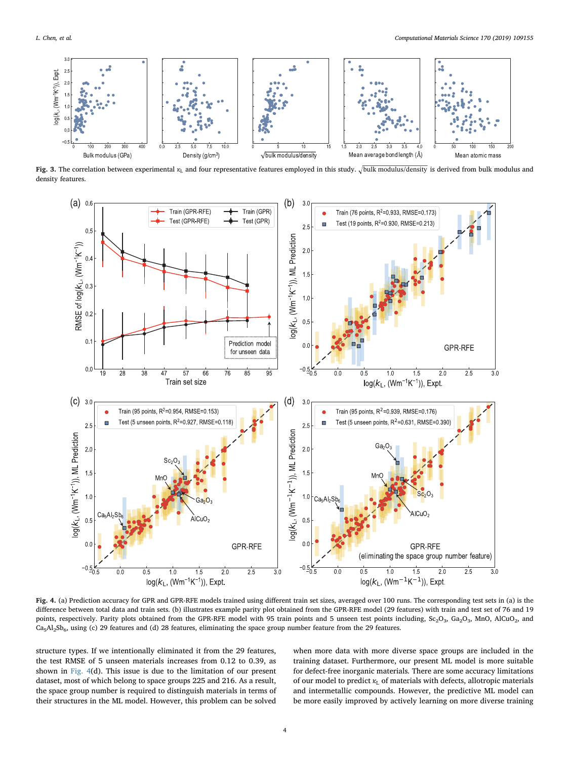**Fig. 3.** The correlation between experimental $\kappa_L$ and four representative features employed in this study. $\sqrt{\text{bulk modulus/density}}$ is derived from bulk modulus and density features.

**Fig. 4.** (a) Prediction accuracy for GPR and GPR-RFE models trained using different train set sizes, averaged over 100 runs. The corresponding test sets in (a) is the difference between total data and train sets. (b) illustrates example parity plot obtained from the GPR-RFE model (29 features) with train and test set of 76 and 19 points, respectively. Parity plots obtained from the GPR-RFE model with 95 train points and 5 unseen test points including, $Sc_2O_3$, $Ga_2O_3$, MnO, $AlCuO_2$, and $Ca_5Al_2Sb_6$, using (c) 29 features and (d) 28 features, eliminating the space group number feature from the 29 features.

structure types. If we intentionally eliminated it from the 29 features, the test RMSE of 5 unseen materials increases from 0.12 to 0.39, as shown in Fig. 4(d). This issue is due to the limitation of our present dataset, most of which belong to space groups 225 and 216. As a result, the space group number is required to distinguish materials in terms of their structures in the ML model. However, this problem can be solved when more data with more diverse space groups are included in the training dataset. Furthermore, our present ML model is more suitable for defect-free inorganic materials. There are some accuracy limitations of our model to predict $\kappa_L$ of materials with defects, allotropic materials and intermetallic compounds. However, the predictive ML model can be more easily improved by actively learning on more diverse training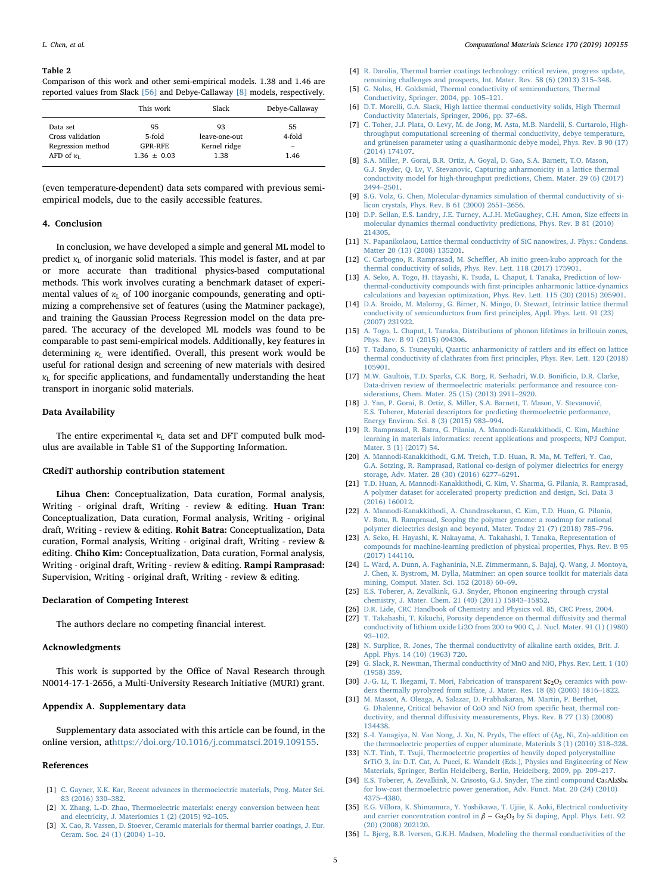**Table 2**
Comparison of this work and other semi-empirical models. 1.38 and 1.46 are reported values from Slack [56] and Debye-Callaway [8] models, respectively.

| | This work | Slack | Debye-Callaway |
|---|---|---|---|
| Data set | 95 | 93 | 55 |
| Cross validation | 5-fold | leave-one-out | 4-fold |
| Regression method | GPR-RFE | Kernel ridge | – |
| AFD of $\kappa_L$ | $1.36 \pm 0.03$ | 1.38 | 1.46 |

(even temperature-dependent) data sets compared with previous semi-empirical models, due to the easily accessible features.

## 4. Conclusion

In conclusion, we have developed a simple and general ML model to predict $\kappa_L$ of inorganic solid materials. This model is faster, and at par or more accurate than traditional physics-based computational methods. This work involves curating a benchmark dataset of experimental values of $\kappa_L$ of 100 inorganic compounds, generating and optimizing a comprehensive set of features (using the Matminer package), and training the Gaussian Process Regression model on the data prepared. The accuracy of the developed ML models was found to be comparable to past semi-empirical models. Additionally, key features in determining $\kappa_L$ were identified. Overall, this present work would be useful for rational design and screening of new materials with desired $\kappa_L$ for specific applications, and fundamentally understanding the heat transport in inorganic solid materials.

## Data Availability

The entire experimental $\kappa_L$ data set and DFT computed bulk modulus are available in Table S1 of the Supporting Information.

## CRediT authorship contribution statement

**Lihua Chen:** Conceptualization, Data curation, Formal analysis, Writing - original draft, Writing - review & editing. **Huan Tran:** Conceptualization, Data curation, Formal analysis, Writing - original draft, Writing - review & editing. **Rohit Batra:** Conceptualization, Data curation, Formal analysis, Writing - original draft, Writing - review & editing. **Chiho Kim:** Conceptualization, Data curation, Formal analysis, Writing - original draft, Writing - review & editing. **Rampi Ramprasad:** Supervision, Writing - original draft, Writing - review & editing.

## Declaration of Competing Interest

The authors declare no competing financial interest.

## Acknowledgments

This work is supported by the Office of Naval Research through N0014-17-1-2656, a Multi-University Research Initiative (MURI) grant.

## Appendix A. Supplementary data

Supplementary data associated with this article can be found, in the online version, athttps://doi.org/10.1016/j.commatsci.2019.109155.

## References

[1] C. Gayner, K.K. Kar, Recent advances in thermoelectric materials, Prog. Mater Sci. 83 (2016) 330–382.
[2] X. Zhang, L.-D. Zhao, Thermoelectric materials: energy conversion between heat and electricity, J. Materiomics 1 (2) (2015) 92–105.
[3] X. Cao, R. Vassen, D. Stoever, Ceramic materials for thermal barrier coatings, J. Eur. Ceram. Soc. 24 (1) (2004) 1–10.
[4] R. Darolia, Thermal barrier coatings technology: critical review, progress update, remaining challenges and prospects, Int. Mater. Rev. 58 (6) (2013) 315–348.
[5] G. Nolas, H. Goldsmid, Thermal conductivity of semiconductors, Thermal Conductivity, Springer, 2004, pp. 105–121.
[6] D.T. Morelli, G.A. Slack, High lattice thermal conductivity solids, High Thermal Conductivity Materials, Springer, 2006, pp. 37–68.
[7] C. Toher, J.J. Plata, O. Levy, M. de Jong, M. Asta, M.B. Nardelli, S. Curtarolo, High-throughput computational screening of thermal conductivity, debye temperature, and grüneisen parameter using a quasiharmonic debye model, Phys. Rev. B 90 (17) (2014) 174107.
[8] S.A. Miller, P. Gorai, B.R. Ortiz, A. Goyal, D. Gao, S.A. Barnett, T.O. Mason, G.J. Snyder, Q. Lv, V. Stevanovic, Capturing anharmonicity in a lattice thermal conductivity model for high-throughput predictions, Chem. Mater. 29 (6) (2017) 2494–2501.
[9] S.G. Volz, G. Chen, Molecular-dynamics simulation of thermal conductivity of silicon crystals, Phys. Rev. B 61 (2000) 2651–2656.
[10] D.P. Sellan, E.S. Landry, J.E. Turney, A.J.H. McGaughey, C.H. Amon, Size effects in molecular dynamics thermal conductivity predictions, Phys. Rev. B 81 (2010) 214305.
[11] N. Papanikolaou, Lattice thermal conductivity of SiC nanowires, J. Phys.: Condens. Matter 20 (13) (2008) 135201.
[12] C. Carbogno, R. Ramprasad, M. Scheffler, Ab initio green-kubo approach for the thermal conductivity of solids, Phys. Rev. Lett. 118 (2017) 175901.
[13] A. Seko, A. Togo, H. Hayashi, K. Tsuda, L. Chaput, I. Tanaka, Prediction of low-thermal-conductivity compounds with first-principles anharmonic lattice-dynamics calculations and bayesian optimization, Phys. Rev. Lett. 115 (20) (2015) 205901.
[14] D.A. Broido, M. Malorny, G. Birner, N. Mingo, D. Stewart, Intrinsic lattice thermal conductivity of semiconductors from first principles, Appl. Phys. Lett. 91 (23) (2007) 231922.
[15] A. Togo, L. Chaput, I. Tanaka, Distributions of phonon lifetimes in brillouin zones, Phys. Rev. B 91 (2015) 094306.
[16] T. Tadano, S. Tsuneyuki, Quartic anharmonicity of rattlers and its effect on lattice thermal conductivity of clathrates from first principles, Phys. Rev. Lett. 120 (2018) 105901.
[17] M.W. Gaultois, T.D. Sparks, C.K. Borg, R. Seshadri, W.D. Bonificio, D.R. Clarke, Data-driven review of thermoelectric materials: performance and resource considerations, Chem. Mater. 25 (15) (2013) 2911–2920.
[18] J. Yan, P. Gorai, B. Ortiz, S. Miller, S.A. Barnett, T. Mason, V. Stevanović, E.S. Toberer, Material descriptors for predicting thermoelectric performance, Energy Environ. Sci. 8 (3) (2015) 983–994.
[19] R. Ramprasad, R. Batra, G. Pilania, A. Mannodi-Kanakkithodi, C. Kim, Machine learning in materials informatics: recent applications and prospects, NPJ Comput. Mater. 3 (1) (2017) 54.
[20] A. Mannodi-Kanakkithodi, G.M. Treich, T.D. Huan, R. Ma, M. Tefferi, Y. Cao, G.A. Sotzing, R. Ramprasad, Rational co-design of polymer dielectrics for energy storage, Adv. Mater. 28 (30) (2016) 6277–6291.
[21] T.D. Huan, A. Mannodi-Kanakkithodi, C. Kim, V. Sharma, G. Pilania, R. Ramprasad, A polymer dataset for accelerated property prediction and design, Sci. Data 3 (2016) 160012.
[22] A. Mannodi-Kanakkithodi, A. Chandrasekaran, C. Kim, T.D. Huan, G. Pilania, V. Botu, R. Ramprasad, Scoping the polymer genome: a roadmap for rational polymer dielectrics design and beyond, Mater. Today 21 (7) (2018) 785–796.
[23] A. Seko, H. Hayashi, K. Nakayama, A. Takahashi, I. Tanaka, Representation of compounds for machine-learning prediction of physical properties, Phys. Rev. B 95 (2017) 144110.
[24] L. Ward, A. Dunn, A. Faghaninia, N.E. Zimmermann, S. Bajaj, Q. Wang, J. Montoya, J. Chen, K. Bystrom, M. Dylla, Matminer: an open source toolkit for materials data mining, Comput. Mater. Sci. 152 (2018) 60–69.
[25] E.S. Toberer, A. Zevalkink, G.J. Snyder, Phonon engineering through crystal chemistry, J. Mater. Chem. 21 (40) (2011) 15843–15852.
[26] D.R. Lide, CRC Handbook of Chemistry and Physics vol. 85, CRC Press, 2004.
[27] T. Takahashi, T. Kikuchi, Porosity dependence on thermal diffusivity and thermal conductivity of lithium oxide Li2O from 200 to 900 C, J. Nucl. Mater. 91 (1) (1980) 93–102.
[28] N. Surplice, R. Jones, The thermal conductivity of alkaline earth oxides, Brit. J. Appl. Phys. 14 (10) (1963) 720.
[29] G. Slack, R. Newman, Thermal conductivity of MnO and NiO, Phys. Rev. Lett. 1 (10) (1958) 359.
[30] J.-G. Li, T. Ikegami, T. Mori, Fabrication of transparent $Sc_2O_3$ ceramics with powders thermally pyrolyzed from sulfate, J. Mater. Res. 18 (8) (2003) 1816–1822.
[31] M. Massot, A. Oleaga, A. Salazar, D. Prabhakaran, M. Martin, P. Berthet, G. Dhalenne, Critical behavior of CoO and NiO from specific heat, thermal conductivity, and thermal diffusivity measurements, Phys. Rev. B 77 (13) (2008) 134438.
[32] S.-I. Yanagiya, N. Van Nong, J. Xu, N. Pryds, The effect of (Ag, Ni, Zn)-addition on the thermoelectric properties of copper aluminate, Materials 3 (1) (2010) 318–328.
[33] N.T. Tinh, T. Tsuji, Thermoelectric properties of heavily doped polycrystalline SrTiO_3, in: D.T. Cat, A. Pucci, K. Wandelt (Eds.), Physics and Engineering of New Materials, Springer, Berlin Heidelberg, Berlin, Heidelberg, 2009, pp. 209–217.
[34] E.S. Toberer, A. Zevalkink, N. Crisosto, G.J. Snyder, The zintl compound $Ca_5Al_2Sb_6$ for low-cost thermoelectric power generation, Adv. Funct. Mat. 20 (24) (2010) 4375–4380.
[35] E.G. Víllora, K. Shimamura, Y. Yoshikawa, T. Ujiie, K. Aoki, Electrical conductivity and carrier concentration control in $\beta - Ga_2O_3$ by Si doping, Appl. Phys. Lett. 92 (20) (2008) 202120.
[36] L. Bjerg, B.B. Iversen, G.K.H. Madsen, Modeling the thermal conductivities of the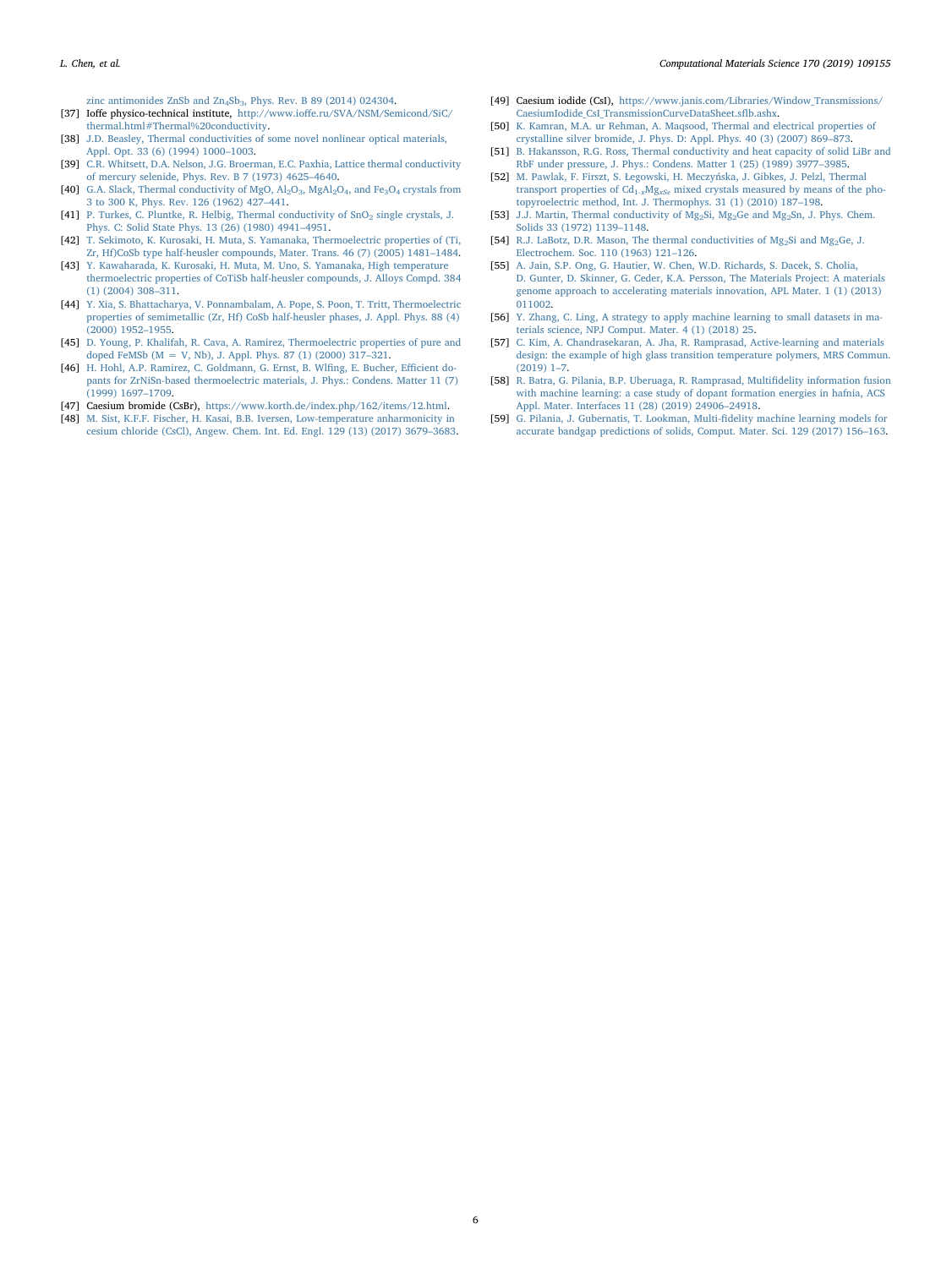zinc antimonides ZnSb and $Zn_4Sb_3$, Phys. Rev. B 89 (2014) 024304.

[37] Ioffe physico-technical institute, http://www.ioffe.ru/SVA/NSM/Semicond/SiC/thermal.html#Thermal%20conductivity.

[38] J.D. Beasley, Thermal conductivities of some novel nonlinear optical materials, Appl. Opt. 33 (6) (1994) 1000–1003.

[39] C.R. Whitsett, D.A. Nelson, J.G. Broerman, E.C. Paxhia, Lattice thermal conductivity of mercury selenide, Phys. Rev. B 7 (1973) 4625–4640.

[40] G.A. Slack, Thermal conductivity of MgO, $Al_2O_3$, $MgAl_2O_4$, and $Fe_3O_4$ crystals from 3 to 300 K, Phys. Rev. 126 (1962) 427–441.

[41] P. Turkes, C. Pluntke, R. Helbig, Thermal conductivity of $SnO_2$ single crystals, J. Phys. C: Solid State Phys. 13 (26) (1980) 4941–4951.

[42] T. Sekimoto, K. Kurosaki, H. Muta, S. Yamanaka, Thermoelectric properties of (Ti, Zr, Hf)CoSb type half-heusler compounds, Mater. Trans. 46 (7) (2005) 1481–1484.

[43] Y. Kawaharada, K. Kurosaki, H. Muta, M. Uno, S. Yamanaka, High temperature thermoelectric properties of CoTiSb half-heusler compounds, J. Alloys Compd. 384 (1) (2004) 308–311.

[44] Y. Xia, S. Bhattacharya, V. Ponnambalam, A. Pope, S. Poon, T. Tritt, Thermoelectric properties of semimetallic (Zr, Hf) CoSb half-heusler phases, J. Appl. Phys. 88 (4) (2000) 1952–1955.

[45] D. Young, P. Khalifah, R. Cava, A. Ramirez, Thermoelectric properties of pure and doped FeMSb (M = V, Nb), J. Appl. Phys. 87 (1) (2000) 317–321.

[46] H. Hohl, A.P. Ramirez, C. Goldmann, G. Ernst, B. Wlfing, E. Bucher, Efficient dopants for ZrNiSn-based thermoelectric materials, J. Phys.: Condens. Matter 11 (7) (1999) 1697–1709.

[47] Caesium bromide (CsBr), https://www.korth.de/index.php/162/items/12.html.

[48] M. Sist, K.F.F. Fischer, H. Kasai, B.B. Iversen, Low-temperature anharmonicity in cesium chloride (CsCl), Angew. Chem. Int. Ed. Engl. 129 (13) (2017) 3679–3683.

[49] Caesium iodide (CsI), https://www.janis.com/Libraries/Window_Transmissions/CaesiumIodide_CsI_TransmissionCurveDataSheet.sflb.ashx.

[50] K. Kamran, M.A. ur Rehman, A. Maqsood, Thermal and electrical properties of crystalline silver bromide, J. Phys. D: Appl. Phys. 40 (3) (2007) 869–873.

[51] B. Hakansson, R.G. Ross, Thermal conductivity and heat capacity of solid LiBr and RbF under pressure, J. Phys.: Condens. Matter 1 (25) (1989) 3977–3985.

[52] M. Pawlak, F. Firszt, S. Legowski, H. Meczyńska, J. Gibkes, J. Pelzl, Thermal transport properties of $Cd_{1-x}Mg_{xSe}$ mixed crystals measured by means of the photopyroelectric method, Int. J. Thermophys. 31 (1) (2010) 187–198.

[53] J.J. Martin, Thermal conductivity of $Mg_2Si$, $Mg_2Ge$ and $Mg_2Sn$, J. Phys. Chem. Solids 33 (1972) 1139–1148.

[54] R.J. LaBotz, D.R. Mason, The thermal conductivities of $Mg_2Si$ and $Mg_2Ge$, J. Electrochem. Soc. 110 (1963) 121–126.

[55] A. Jain, S.P. Ong, G. Hautier, W. Chen, W.D. Richards, S. Dacek, S. Cholia, D. Gunter, D. Skinner, G. Ceder, K.A. Persson, The Materials Project: A materials genome approach to accelerating materials innovation, APL Mater. 1 (1) (2013) 011002.

[56] Y. Zhang, C. Ling, A strategy to apply machine learning to small datasets in materials science, NPJ Comput. Mater. 4 (1) (2018) 25.

[57] C. Kim, A. Chandrasekaran, A. Jha, R. Ramprasad, Active-learning and materials design: the example of high glass transition temperature polymers, MRS Commun. (2019) 1–7.

[58] R. Batra, G. Pilania, B.P. Uberuaga, R. Ramprasad, Multifidelity information fusion with machine learning: a case study of dopant formation energies in hafnia, ACS Appl. Mater. Interfaces 11 (28) (2019) 24906–24918.

[59] G. Pilania, J. Gubernatis, T. Lookman, Multi-fidelity machine learning models for accurate bandgap predictions of solids, Comput. Mater. Sci. 129 (2017) 156–163.